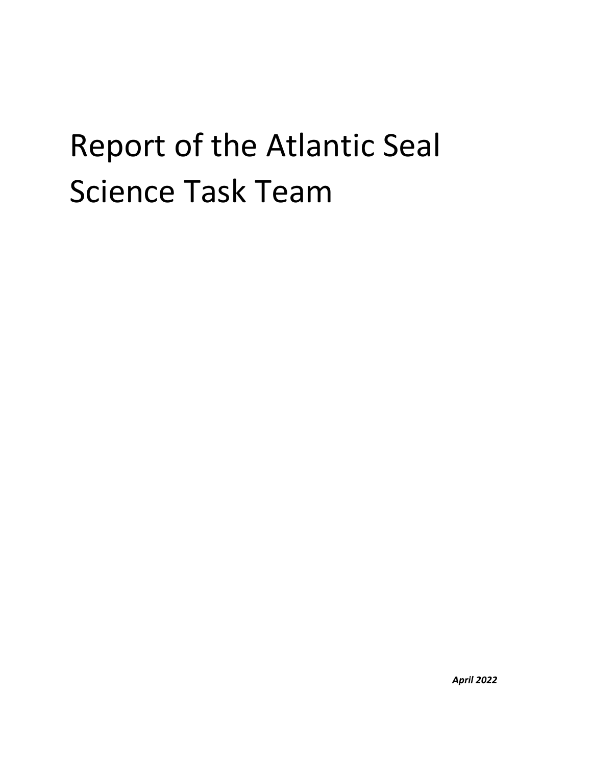# Report of the Atlantic Seal Science Task Team

***April 2022***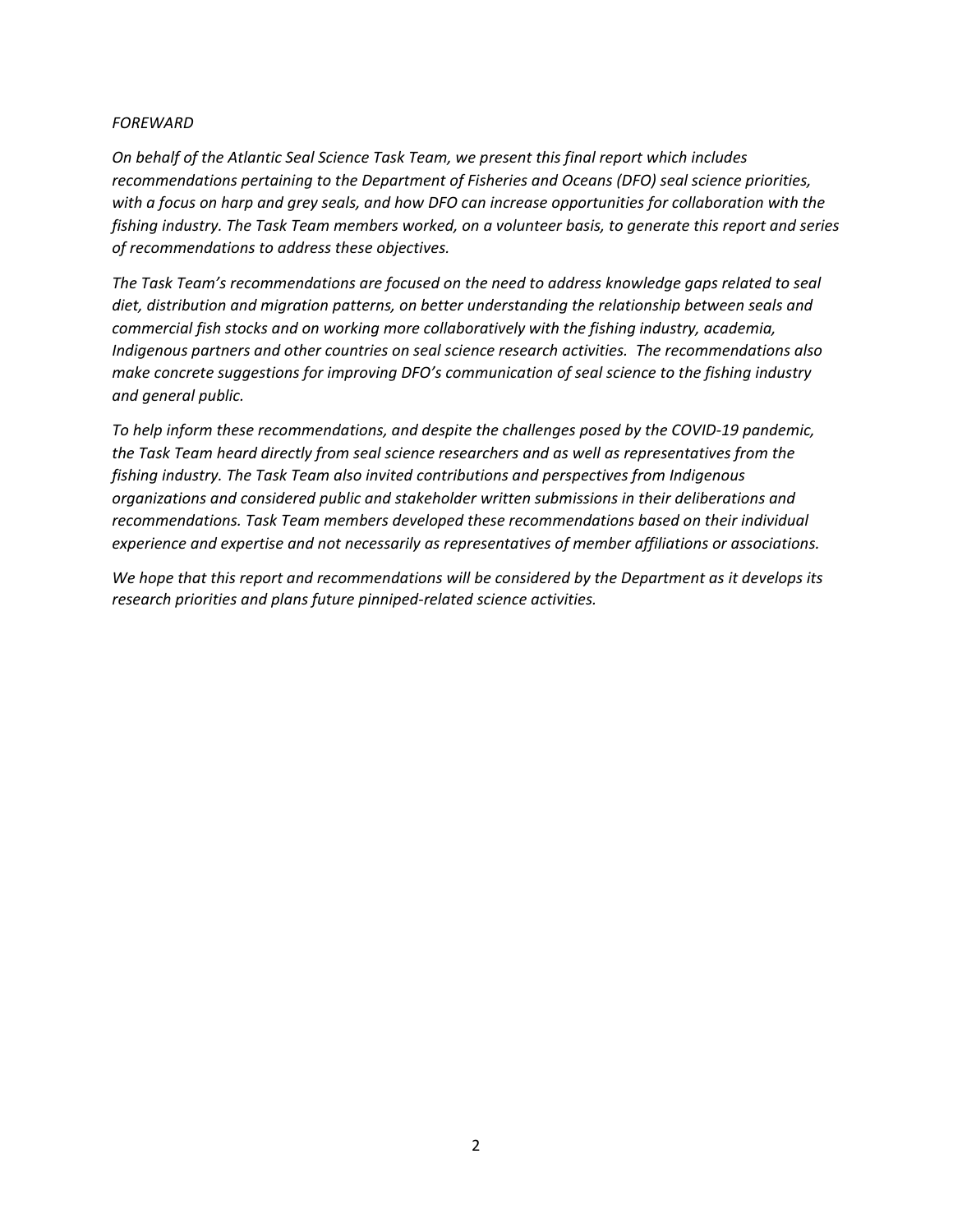## *FOREWARD*

*On behalf of the Atlantic Seal Science Task Team, we present this final report which includes recommendations pertaining to the Department of Fisheries and Oceans (DFO) seal science priorities, with a focus on harp and grey seals, and how DFO can increase opportunities for collaboration with the fishing industry. The Task Team members worked, on a volunteer basis, to generate this report and series of recommendations to address these objectives.*

*The Task Team's recommendations are focused on the need to address knowledge gaps related to seal diet, distribution and migration patterns, on better understanding the relationship between seals and commercial fish stocks and on working more collaboratively with the fishing industry, academia, Indigenous partners and other countries on seal science research activities. The recommendations also make concrete suggestions for improving DFO's communication of seal science to the fishing industry and general public.*

*To help inform these recommendations, and despite the challenges posed by the COVID-19 pandemic, the Task Team heard directly from seal science researchers and as well as representatives from the fishing industry. The Task Team also invited contributions and perspectives from Indigenous organizations and considered public and stakeholder written submissions in their deliberations and recommendations. Task Team members developed these recommendations based on their individual experience and expertise and not necessarily as representatives of member affiliations or associations.*

*We hope that this report and recommendations will be considered by the Department as it develops its research priorities and plans future pinniped-related science activities.*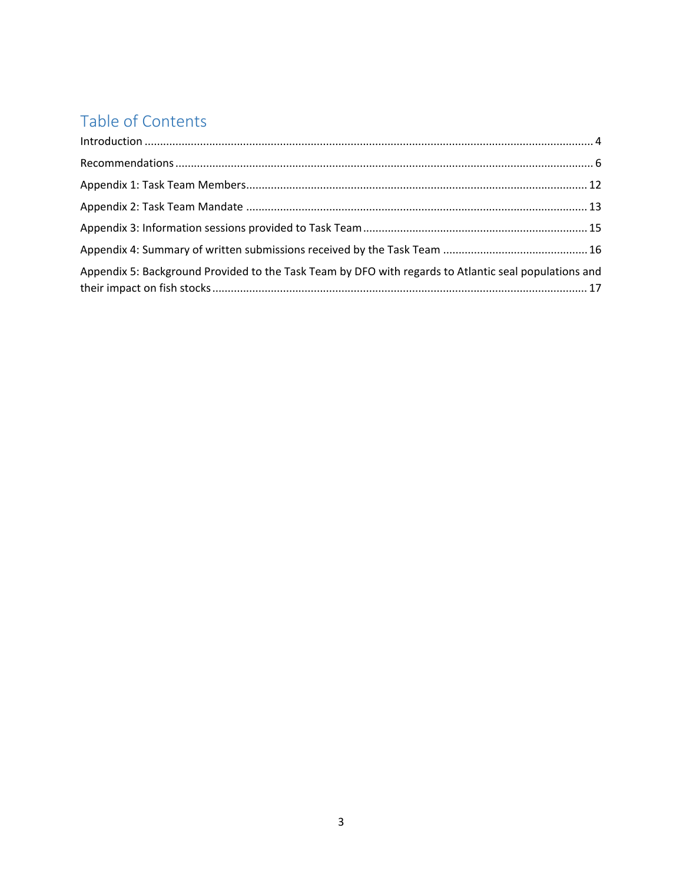# Table of Contents

Introduction ........................................................................................................................................ 4

Recommendations ................................................................................................................................ 6

Appendix 1: Task Team Members........................................................................................................ 12

Appendix 2: Task Team Mandate ........................................................................................................ 13

Appendix 3: Information sessions provided to Task Team ................................................................. 15

Appendix 4: Summary of written submissions received by the Task Team ........................................ 16

Appendix 5: Background Provided to the Task Team by DFO with regards to Atlantic seal populations and their impact on fish stocks ........................................................................................................ 17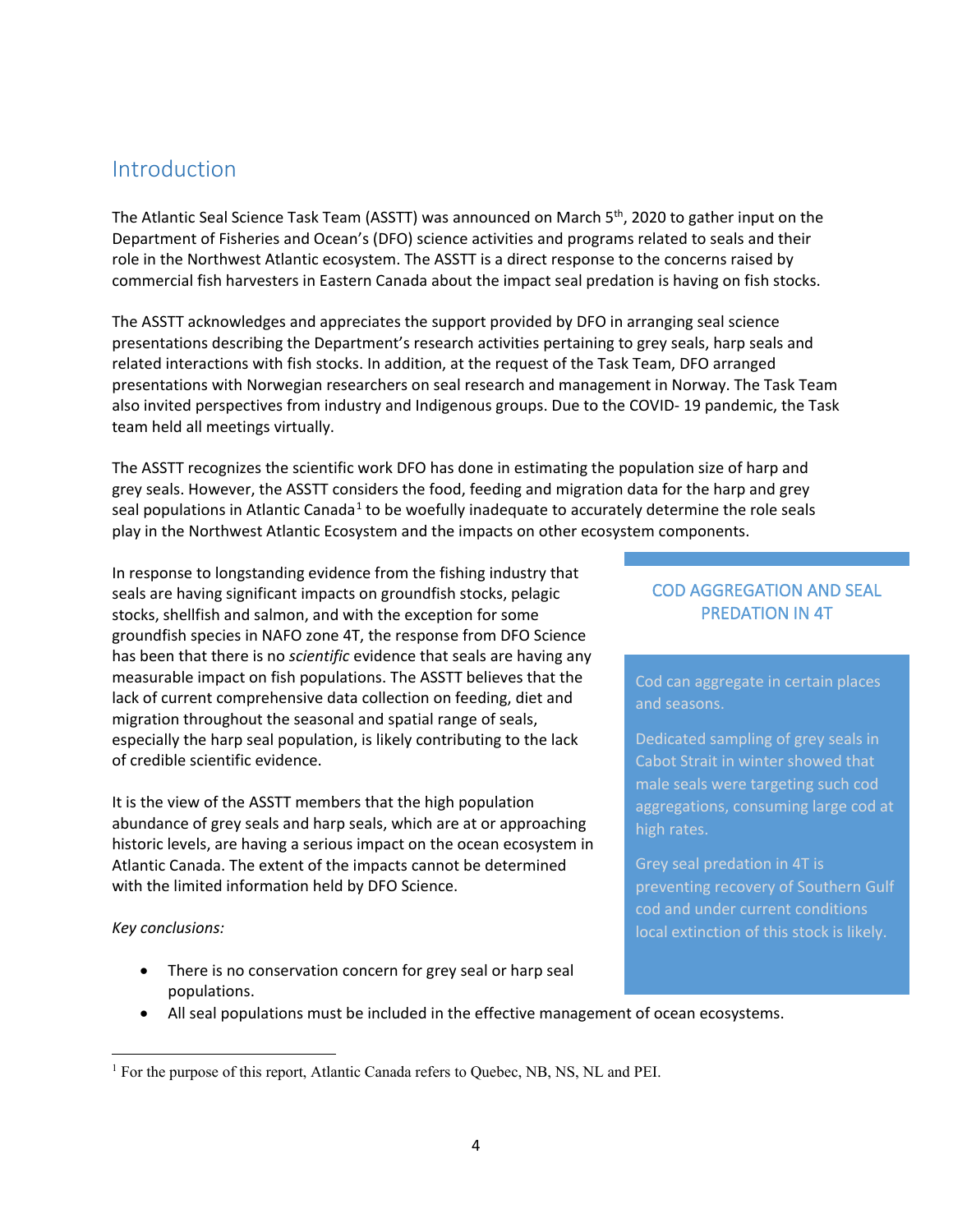## Introduction

The Atlantic Seal Science Task Team (ASSTT) was announced on March 5th, 2020 to gather input on the Department of Fisheries and Ocean's (DFO) science activities and programs related to seals and their role in the Northwest Atlantic ecosystem. The ASSTT is a direct response to the concerns raised by commercial fish harvesters in Eastern Canada about the impact seal predation is having on fish stocks.

The ASSTT acknowledges and appreciates the support provided by DFO in arranging seal science presentations describing the Department's research activities pertaining to grey seals, harp seals and related interactions with fish stocks. In addition, at the request of the Task Team, DFO arranged presentations with Norwegian researchers on seal research and management in Norway. The Task Team also invited perspectives from industry and Indigenous groups. Due to the COVID- 19 pandemic, the Task team held all meetings virtually.

The ASSTT recognizes the scientific work DFO has done in estimating the population size of harp and grey seals. However, the ASSTT considers the food, feeding and migration data for the harp and grey seal populations in Atlantic Canada[1] to be woefully inadequate to accurately determine the role seals play in the Northwest Atlantic Ecosystem and the impacts on other ecosystem components.

In response to longstanding evidence from the fishing industry that seals are having significant impacts on groundfish stocks, pelagic stocks, shellfish and salmon, and with the exception for some groundfish species in NAFO zone 4T, the response from DFO Science has been that there is no *scientific* evidence that seals are having any measurable impact on fish populations. The ASSTT believes that the lack of current comprehensive data collection on feeding, diet and migration throughout the seasonal and spatial range of seals, especially the harp seal population, is likely contributing to the lack of credible scientific evidence.

It is the view of the ASSTT members that the high population abundance of grey seals and harp seals, which are at or approaching historic levels, are having a serious impact on the ocean ecosystem in Atlantic Canada. The extent of the impacts cannot be determined with the limited information held by DFO Science.

*Key conclusions:*

- There is no conservation concern for grey seal or harp seal populations.
- All seal populations must be included in the effective management of ocean ecosystems.

> **COD AGGREGATION AND SEAL PREDATION IN 4T**
>
> Cod can aggregate in certain places and seasons.
>
> Dedicated sampling of grey seals in Cabot Strait in winter showed that male seals were targeting such cod aggregations, consuming large cod at high rates.
>
> Grey seal predation in 4T is preventing recovery of Southern Gulf cod and under current conditions local extinction of this stock is likely.

[1] For the purpose of this report, Atlantic Canada refers to Quebec, NB, NS, NL and PEI.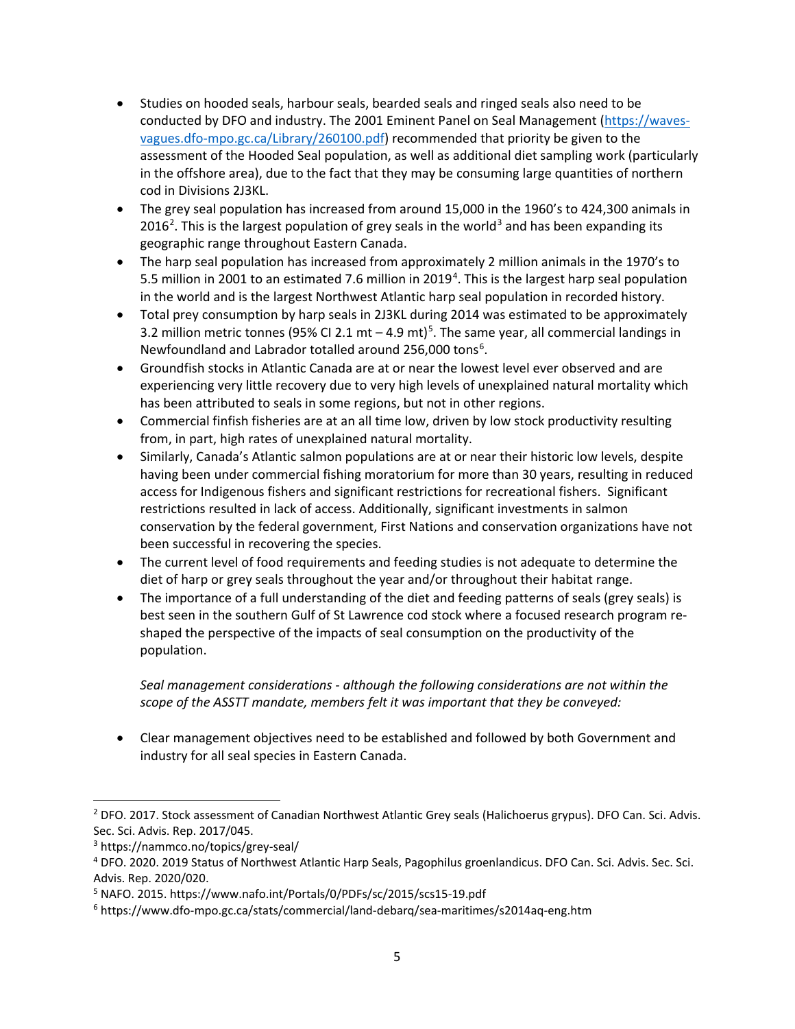- Studies on hooded seals, harbour seals, bearded seals and ringed seals also need to be conducted by DFO and industry. The 2001 Eminent Panel on Seal Management (https://waves-vagues.dfo-mpo.gc.ca/Library/260100.pdf) recommended that priority be given to the assessment of the Hooded Seal population, as well as additional diet sampling work (particularly in the offshore area), due to the fact that they may be consuming large quantities of northern cod in Divisions 2J3KL.
- The grey seal population has increased from around 15,000 in the 1960's to 424,300 animals in 2016[2]. This is the largest population of grey seals in the world[3] and has been expanding its geographic range throughout Eastern Canada.
- The harp seal population has increased from approximately 2 million animals in the 1970's to 5.5 million in 2001 to an estimated 7.6 million in 2019[4]. This is the largest harp seal population in the world and is the largest Northwest Atlantic harp seal population in recorded history.
- Total prey consumption by harp seals in 2J3KL during 2014 was estimated to be approximately 3.2 million metric tonnes (95% CI 2.1 mt – 4.9 mt)[5]. The same year, all commercial landings in Newfoundland and Labrador totalled around 256,000 tons[6].
- Groundfish stocks in Atlantic Canada are at or near the lowest level ever observed and are experiencing very little recovery due to very high levels of unexplained natural mortality which has been attributed to seals in some regions, but not in other regions.
- Commercial finfish fisheries are at an all time low, driven by low stock productivity resulting from, in part, high rates of unexplained natural mortality.
- Similarly, Canada's Atlantic salmon populations are at or near their historic low levels, despite having been under commercial fishing moratorium for more than 30 years, resulting in reduced access for Indigenous fishers and significant restrictions for recreational fishers. Significant restrictions resulted in lack of access. Additionally, significant investments in salmon conservation by the federal government, First Nations and conservation organizations have not been successful in recovering the species.
- The current level of food requirements and feeding studies is not adequate to determine the diet of harp or grey seals throughout the year and/or throughout their habitat range.
- The importance of a full understanding of the diet and feeding patterns of seals (grey seals) is best seen in the southern Gulf of St Lawrence cod stock where a focused research program re-shaped the perspective of the impacts of seal consumption on the productivity of the population.

*Seal management considerations - although the following considerations are not within the scope of the ASSTT mandate, members felt it was important that they be conveyed:*

- Clear management objectives need to be established and followed by both Government and industry for all seal species in Eastern Canada.

---

[2] DFO. 2017. Stock assessment of Canadian Northwest Atlantic Grey seals (Halichoerus grypus). DFO Can. Sci. Advis. Sec. Sci. Advis. Rep. 2017/045.

[3] https://nammco.no/topics/grey-seal/

[4] DFO. 2020. 2019 Status of Northwest Atlantic Harp Seals, Pagophilus groenlandicus. DFO Can. Sci. Advis. Sec. Sci. Advis. Rep. 2020/020.

[5] NAFO. 2015. https://www.nafo.int/Portals/0/PDFs/sc/2015/scs15-19.pdf

[6] https://www.dfo-mpo.gc.ca/stats/commercial/land-debarq/sea-maritimes/s2014aq-eng.htm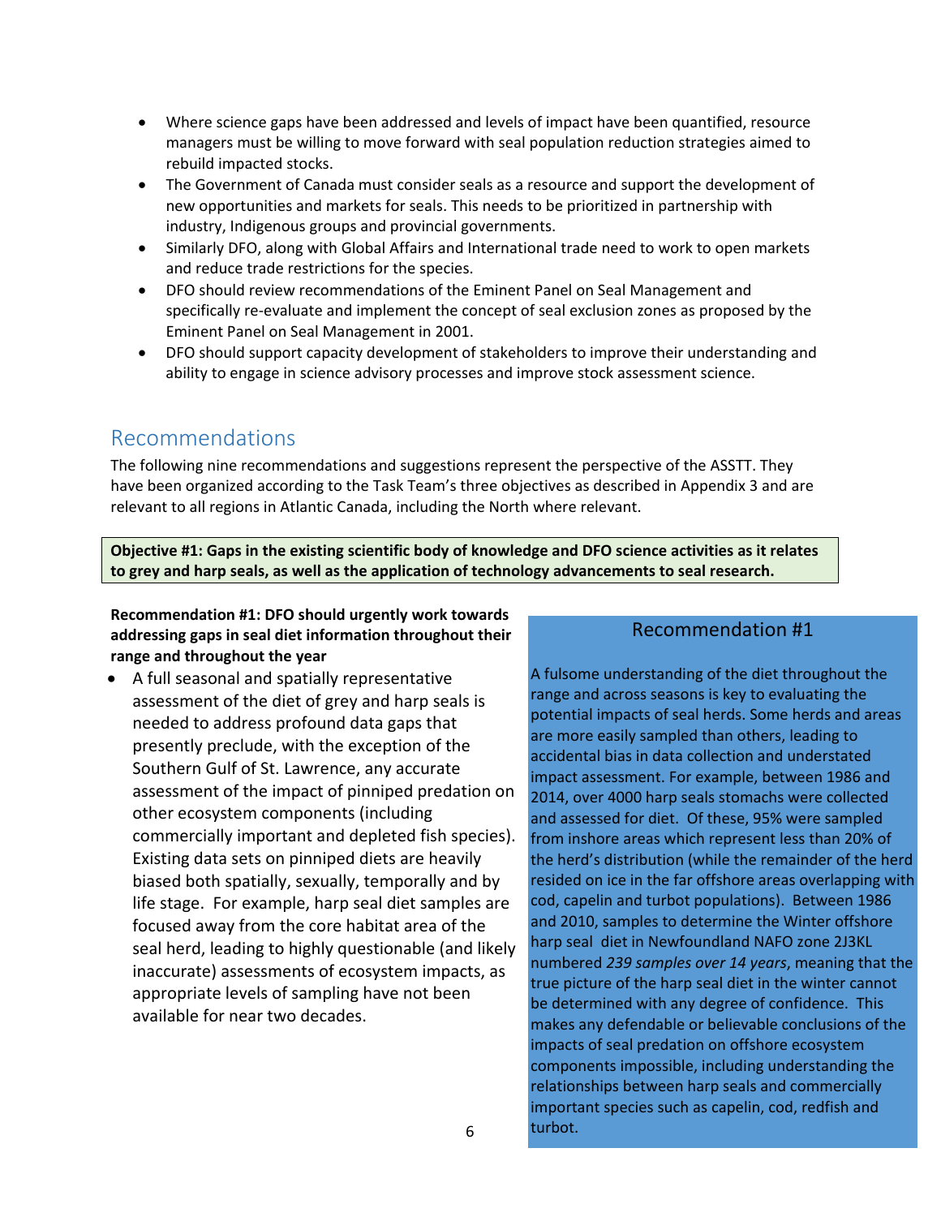- Where science gaps have been addressed and levels of impact have been quantified, resource managers must be willing to move forward with seal population reduction strategies aimed to rebuild impacted stocks.
- The Government of Canada must consider seals as a resource and support the development of new opportunities and markets for seals. This needs to be prioritized in partnership with industry, Indigenous groups and provincial governments.
- Similarly DFO, along with Global Affairs and International trade need to work to open markets and reduce trade restrictions for the species.
- DFO should review recommendations of the Eminent Panel on Seal Management and specifically re-evaluate and implement the concept of seal exclusion zones as proposed by the Eminent Panel on Seal Management in 2001.
- DFO should support capacity development of stakeholders to improve their understanding and ability to engage in science advisory processes and improve stock assessment science.

## Recommendations

The following nine recommendations and suggestions represent the perspective of the ASSTT. They have been organized according to the Task Team's three objectives as described in Appendix 3 and are relevant to all regions in Atlantic Canada, including the North where relevant.

**Objective #1: Gaps in the existing scientific body of knowledge and DFO science activities as it relates to grey and harp seals, as well as the application of technology advancements to seal research.**

**Recommendation #1: DFO should urgently work towards addressing gaps in seal diet information throughout their range and throughout the year**

- A full seasonal and spatially representative assessment of the diet of grey and harp seals is needed to address profound data gaps that presently preclude, with the exception of the Southern Gulf of St. Lawrence, any accurate assessment of the impact of pinniped predation on other ecosystem components (including commercially important and depleted fish species). Existing data sets on pinniped diets are heavily biased both spatially, sexually, temporally and by life stage. For example, harp seal diet samples are focused away from the core habitat area of the seal herd, leading to highly questionable (and likely inaccurate) assessments of ecosystem impacts, as appropriate levels of sampling have not been available for near two decades.

### Recommendation #1

A fulsome understanding of the diet throughout the range and across seasons is key to evaluating the potential impacts of seal herds. Some herds and areas are more easily sampled than others, leading to accidental bias in data collection and understated impact assessment. For example, between 1986 and 2014, over 4000 harp seals stomachs were collected and assessed for diet. Of these, 95% were sampled from inshore areas which represent less than 20% of the herd's distribution (while the remainder of the herd resided on ice in the far offshore areas overlapping with cod, capelin and turbot populations). Between 1986 and 2010, samples to determine the Winter offshore harp seal diet in Newfoundland NAFO zone 2J3KL numbered *239 samples over 14 years*, meaning that the true picture of the harp seal diet in the winter cannot be determined with any degree of confidence. This makes any defendable or believable conclusions of the impacts of seal predation on offshore ecosystem components impossible, including understanding the relationships between harp seals and commercially important species such as capelin, cod, redfish and turbot.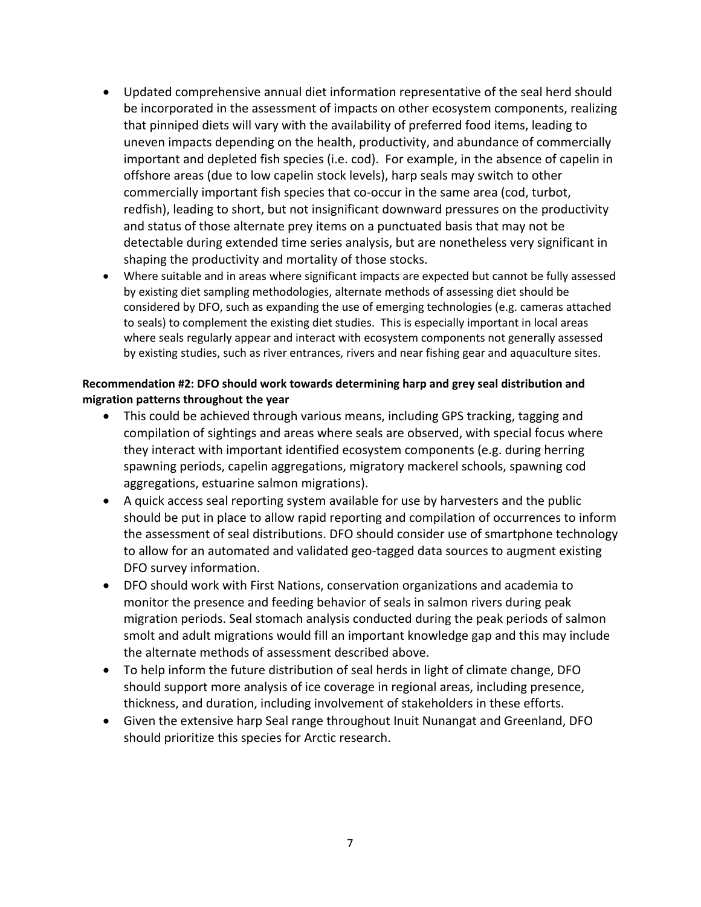- Updated comprehensive annual diet information representative of the seal herd should be incorporated in the assessment of impacts on other ecosystem components, realizing that pinniped diets will vary with the availability of preferred food items, leading to uneven impacts depending on the health, productivity, and abundance of commercially important and depleted fish species (i.e. cod). For example, in the absence of capelin in offshore areas (due to low capelin stock levels), harp seals may switch to other commercially important fish species that co-occur in the same area (cod, turbot, redfish), leading to short, but not insignificant downward pressures on the productivity and status of those alternate prey items on a punctuated basis that may not be detectable during extended time series analysis, but are nonetheless very significant in shaping the productivity and mortality of those stocks.
- Where suitable and in areas where significant impacts are expected but cannot be fully assessed by existing diet sampling methodologies, alternate methods of assessing diet should be considered by DFO, such as expanding the use of emerging technologies (e.g. cameras attached to seals) to complement the existing diet studies. This is especially important in local areas where seals regularly appear and interact with ecosystem components not generally assessed by existing studies, such as river entrances, rivers and near fishing gear and aquaculture sites.

**Recommendation #2: DFO should work towards determining harp and grey seal distribution and migration patterns throughout the year**

- This could be achieved through various means, including GPS tracking, tagging and compilation of sightings and areas where seals are observed, with special focus where they interact with important identified ecosystem components (e.g. during herring spawning periods, capelin aggregations, migratory mackerel schools, spawning cod aggregations, estuarine salmon migrations).
- A quick access seal reporting system available for use by harvesters and the public should be put in place to allow rapid reporting and compilation of occurrences to inform the assessment of seal distributions. DFO should consider use of smartphone technology to allow for an automated and validated geo-tagged data sources to augment existing DFO survey information.
- DFO should work with First Nations, conservation organizations and academia to monitor the presence and feeding behavior of seals in salmon rivers during peak migration periods. Seal stomach analysis conducted during the peak periods of salmon smolt and adult migrations would fill an important knowledge gap and this may include the alternate methods of assessment described above.
- To help inform the future distribution of seal herds in light of climate change, DFO should support more analysis of ice coverage in regional areas, including presence, thickness, and duration, including involvement of stakeholders in these efforts.
- Given the extensive harp Seal range throughout Inuit Nunangat and Greenland, DFO should prioritize this species for Arctic research.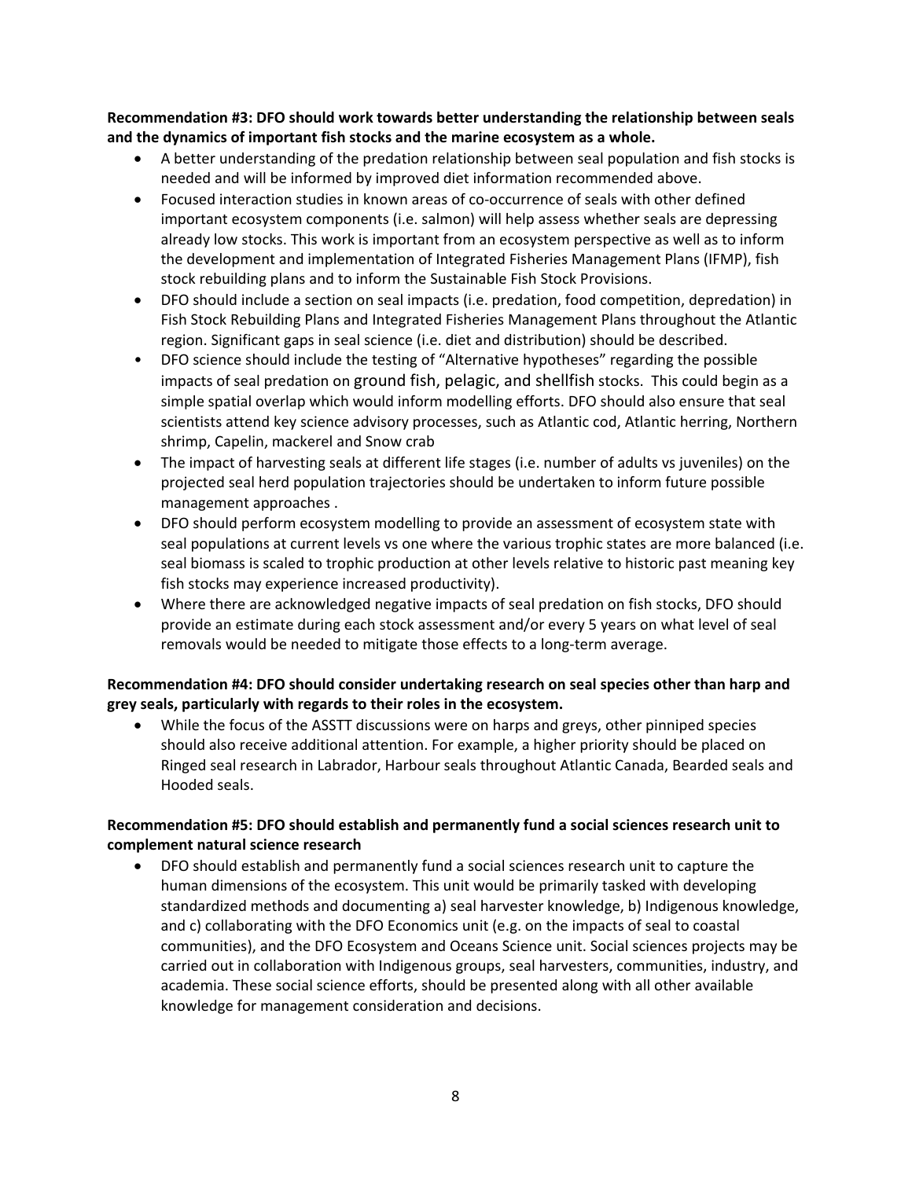**Recommendation #3: DFO should work towards better understanding the relationship between seals and the dynamics of important fish stocks and the marine ecosystem as a whole.**

- A better understanding of the predation relationship between seal population and fish stocks is needed and will be informed by improved diet information recommended above.
- Focused interaction studies in known areas of co-occurrence of seals with other defined important ecosystem components (i.e. salmon) will help assess whether seals are depressing already low stocks. This work is important from an ecosystem perspective as well as to inform the development and implementation of Integrated Fisheries Management Plans (IFMP), fish stock rebuilding plans and to inform the Sustainable Fish Stock Provisions.
- DFO should include a section on seal impacts (i.e. predation, food competition, depredation) in Fish Stock Rebuilding Plans and Integrated Fisheries Management Plans throughout the Atlantic region. Significant gaps in seal science (i.e. diet and distribution) should be described.
- DFO science should include the testing of "Alternative hypotheses" regarding the possible impacts of seal predation on ground fish, pelagic, and shellfish stocks. This could begin as a simple spatial overlap which would inform modelling efforts. DFO should also ensure that seal scientists attend key science advisory processes, such as Atlantic cod, Atlantic herring, Northern shrimp, Capelin, mackerel and Snow crab
- The impact of harvesting seals at different life stages (i.e. number of adults vs juveniles) on the projected seal herd population trajectories should be undertaken to inform future possible management approaches .
- DFO should perform ecosystem modelling to provide an assessment of ecosystem state with seal populations at current levels vs one where the various trophic states are more balanced (i.e. seal biomass is scaled to trophic production at other levels relative to historic past meaning key fish stocks may experience increased productivity).
- Where there are acknowledged negative impacts of seal predation on fish stocks, DFO should provide an estimate during each stock assessment and/or every 5 years on what level of seal removals would be needed to mitigate those effects to a long-term average.

**Recommendation #4: DFO should consider undertaking research on seal species other than harp and grey seals, particularly with regards to their roles in the ecosystem.**

- While the focus of the ASSTT discussions were on harps and greys, other pinniped species should also receive additional attention. For example, a higher priority should be placed on Ringed seal research in Labrador, Harbour seals throughout Atlantic Canada, Bearded seals and Hooded seals.

**Recommendation #5: DFO should establish and permanently fund a social sciences research unit to complement natural science research**

- DFO should establish and permanently fund a social sciences research unit to capture the human dimensions of the ecosystem. This unit would be primarily tasked with developing standardized methods and documenting a) seal harvester knowledge, b) Indigenous knowledge, and c) collaborating with the DFO Economics unit (e.g. on the impacts of seal to coastal communities), and the DFO Ecosystem and Oceans Science unit. Social sciences projects may be carried out in collaboration with Indigenous groups, seal harvesters, communities, industry, and academia. These social science efforts, should be presented along with all other available knowledge for management consideration and decisions.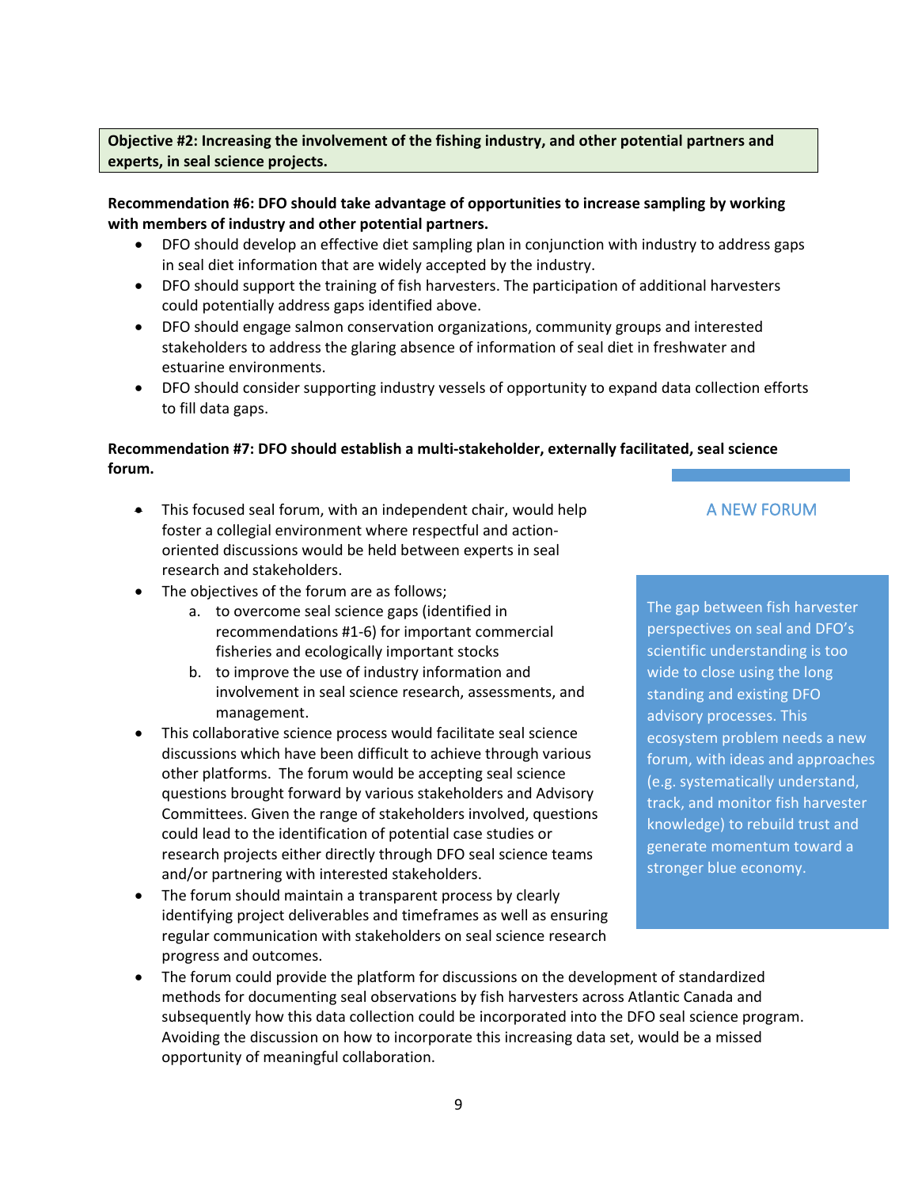**Objective #2: Increasing the involvement of the fishing industry, and other potential partners and experts, in seal science projects.**

**Recommendation #6: DFO should take advantage of opportunities to increase sampling by working with members of industry and other potential partners.**

- DFO should develop an effective diet sampling plan in conjunction with industry to address gaps in seal diet information that are widely accepted by the industry.
- DFO should support the training of fish harvesters. The participation of additional harvesters could potentially address gaps identified above.
- DFO should engage salmon conservation organizations, community groups and interested stakeholders to address the glaring absence of information of seal diet in freshwater and estuarine environments.
- DFO should consider supporting industry vessels of opportunity to expand data collection efforts to fill data gaps.

**Recommendation #7: DFO should establish a multi-stakeholder, externally facilitated, seal science forum.**

- This focused seal forum, with an independent chair, would help foster a collegial environment where respectful and action-oriented discussions would be held between experts in seal research and stakeholders.
- The objectives of the forum are as follows;
  a. to overcome seal science gaps (identified in recommendations #1-6) for important commercial fisheries and ecologically important stocks
  b. to improve the use of industry information and involvement in seal science research, assessments, and management.
- This collaborative science process would facilitate seal science discussions which have been difficult to achieve through various other platforms. The forum would be accepting seal science questions brought forward by various stakeholders and Advisory Committees. Given the range of stakeholders involved, questions could lead to the identification of potential case studies or research projects either directly through DFO seal science teams and/or partnering with interested stakeholders.
- The forum should maintain a transparent process by clearly identifying project deliverables and timeframes as well as ensuring regular communication with stakeholders on seal science research progress and outcomes.
- The forum could provide the platform for discussions on the development of standardized methods for documenting seal observations by fish harvesters across Atlantic Canada and subsequently how this data collection could be incorporated into the DFO seal science program. Avoiding the discussion on how to incorporate this increasing data set, would be a missed opportunity of meaningful collaboration.

**A NEW FORUM**

The gap between fish harvester perspectives on seal and DFO's scientific understanding is too wide to close using the long standing and existing DFO advisory processes. This ecosystem problem needs a new forum, with ideas and approaches (e.g. systematically understand, track, and monitor fish harvester knowledge) to rebuild trust and generate momentum toward a stronger blue economy.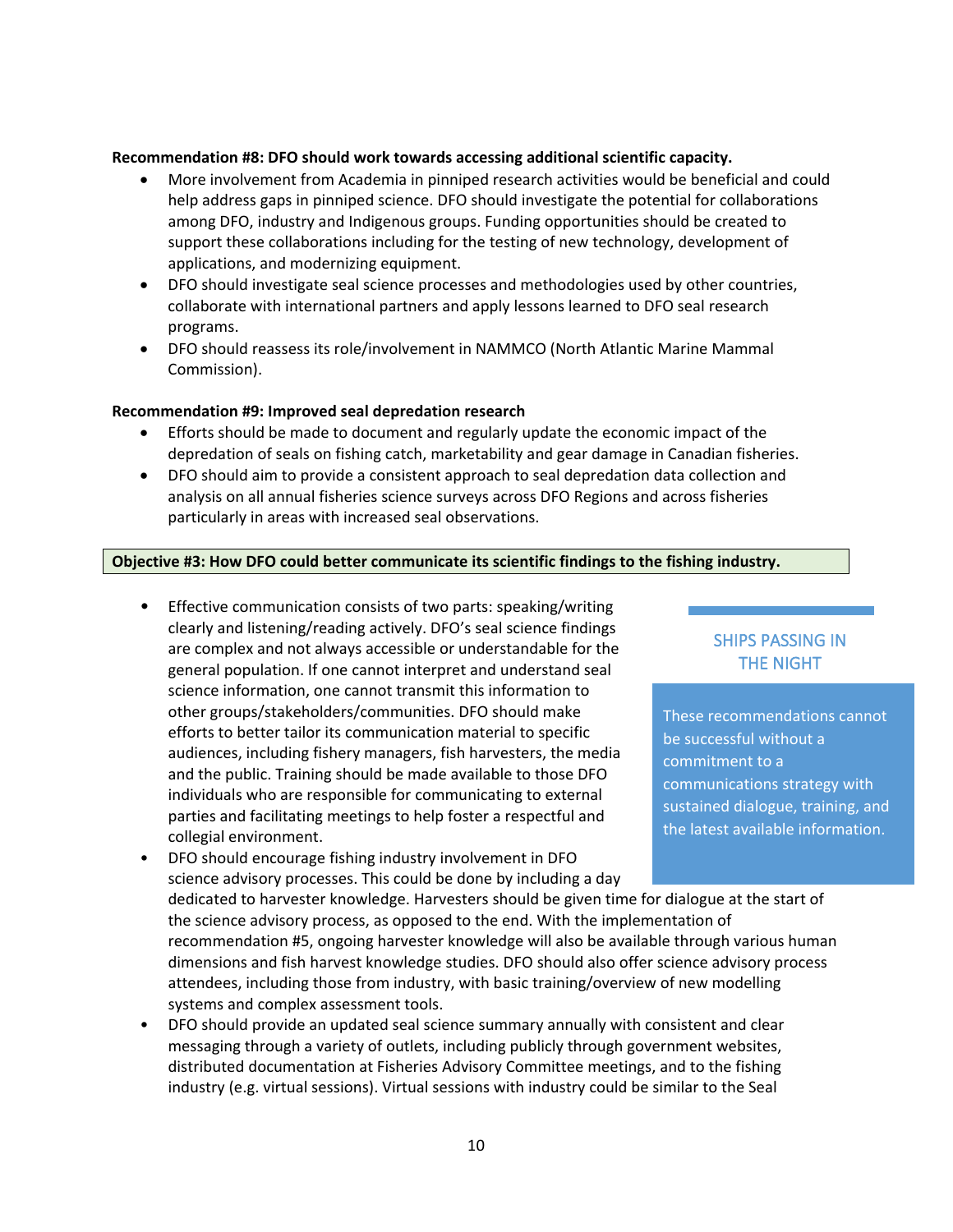**Recommendation #8: DFO should work towards accessing additional scientific capacity.**

- More involvement from Academia in pinniped research activities would be beneficial and could help address gaps in pinniped science. DFO should investigate the potential for collaborations among DFO, industry and Indigenous groups. Funding opportunities should be created to support these collaborations including for the testing of new technology, development of applications, and modernizing equipment.
- DFO should investigate seal science processes and methodologies used by other countries, collaborate with international partners and apply lessons learned to DFO seal research programs.
- DFO should reassess its role/involvement in NAMMCO (North Atlantic Marine Mammal Commission).

**Recommendation #9: Improved seal depredation research**

- Efforts should be made to document and regularly update the economic impact of the depredation of seals on fishing catch, marketability and gear damage in Canadian fisheries.
- DFO should aim to provide a consistent approach to seal depredation data collection and analysis on all annual fisheries science surveys across DFO Regions and across fisheries particularly in areas with increased seal observations.

**Objective #3: How DFO could better communicate its scientific findings to the fishing industry.**

- Effective communication consists of two parts: speaking/writing clearly and listening/reading actively. DFO's seal science findings are complex and not always accessible or understandable for the general population. If one cannot interpret and understand seal science information, one cannot transmit this information to other groups/stakeholders/communities. DFO should make efforts to better tailor its communication material to specific audiences, including fishery managers, fish harvesters, the media and the public. Training should be made available to those DFO individuals who are responsible for communicating to external parties and facilitating meetings to help foster a respectful and collegial environment.
- DFO should encourage fishing industry involvement in DFO science advisory processes. This could be done by including a day dedicated to harvester knowledge. Harvesters should be given time for dialogue at the start of the science advisory process, as opposed to the end. With the implementation of recommendation #5, ongoing harvester knowledge will also be available through various human dimensions and fish harvest knowledge studies. DFO should also offer science advisory process attendees, including those from industry, with basic training/overview of new modelling systems and complex assessment tools.
- DFO should provide an updated seal science summary annually with consistent and clear messaging through a variety of outlets, including publicly through government websites, distributed documentation at Fisheries Advisory Committee meetings, and to the fishing industry (e.g. virtual sessions). Virtual sessions with industry could be similar to the Seal

> **SHIPS PASSING IN THE NIGHT**
>
> These recommendations cannot be successful without a commitment to a communications strategy with sustained dialogue, training, and the latest available information.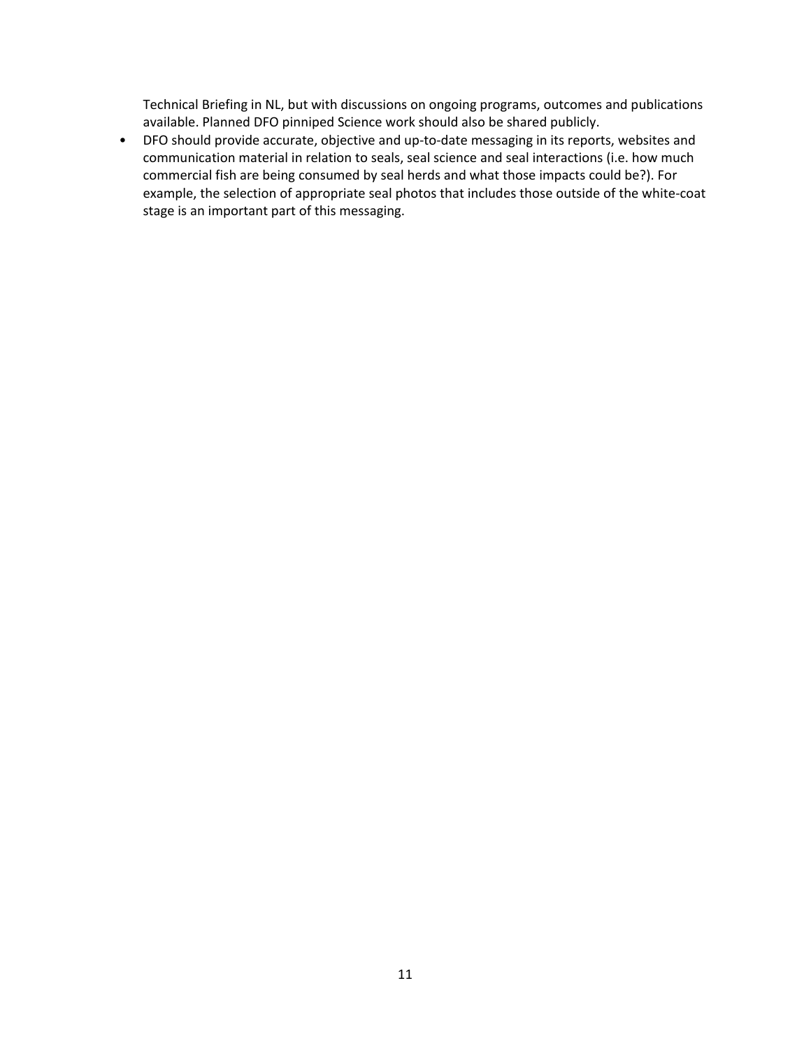Technical Briefing in NL, but with discussions on ongoing programs, outcomes and publications available. Planned DFO pinniped Science work should also be shared publicly.

- DFO should provide accurate, objective and up-to-date messaging in its reports, websites and communication material in relation to seals, seal science and seal interactions (i.e. how much commercial fish are being consumed by seal herds and what those impacts could be?). For example, the selection of appropriate seal photos that includes those outside of the white-coat stage is an important part of this messaging.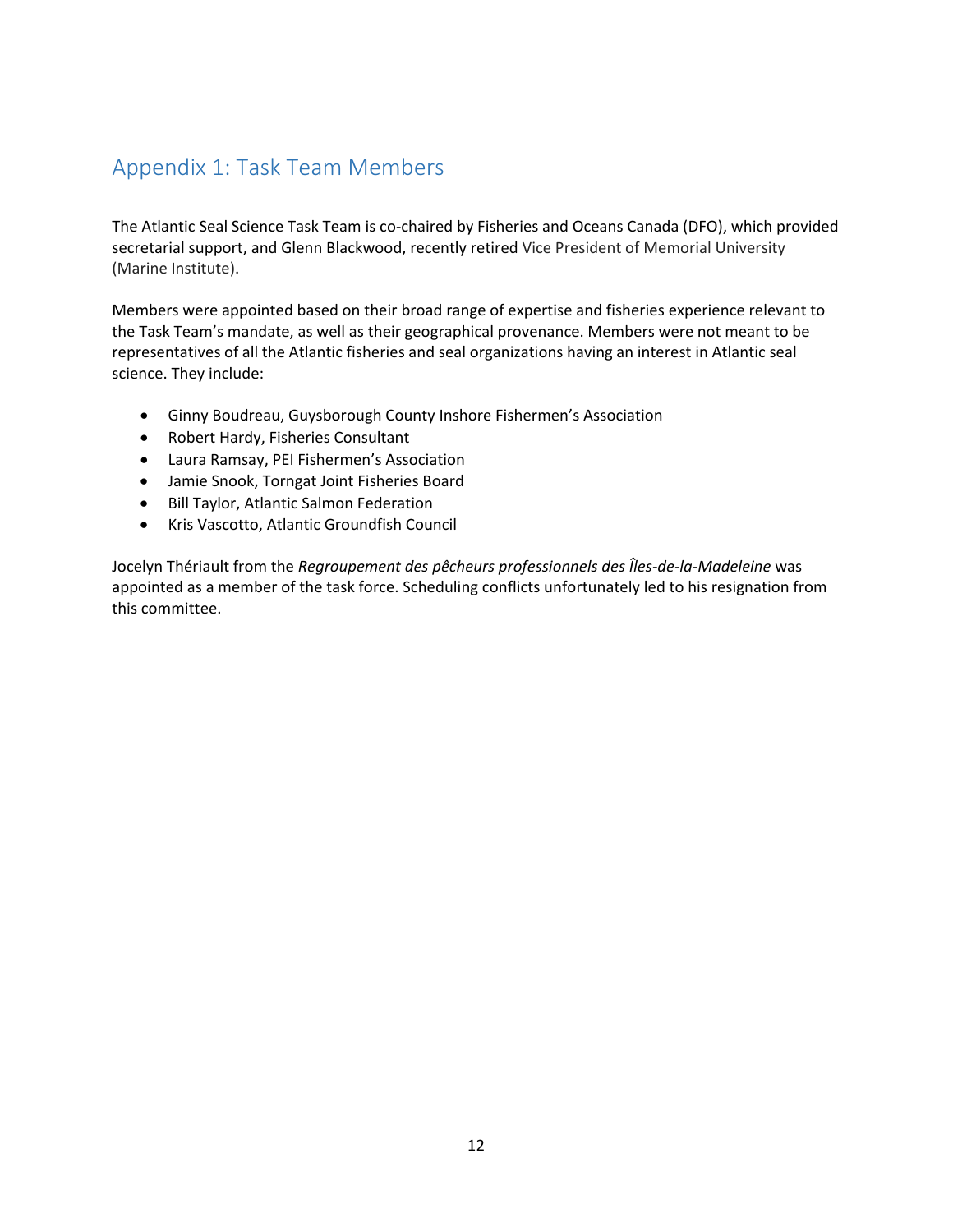# Appendix 1: Task Team Members

The Atlantic Seal Science Task Team is co-chaired by Fisheries and Oceans Canada (DFO), which provided secretarial support, and Glenn Blackwood, recently retired Vice President of Memorial University (Marine Institute).

Members were appointed based on their broad range of expertise and fisheries experience relevant to the Task Team's mandate, as well as their geographical provenance. Members were not meant to be representatives of all the Atlantic fisheries and seal organizations having an interest in Atlantic seal science. They include:

- Ginny Boudreau, Guysborough County Inshore Fishermen's Association
- Robert Hardy, Fisheries Consultant
- Laura Ramsay, PEI Fishermen's Association
- Jamie Snook, Torngat Joint Fisheries Board
- Bill Taylor, Atlantic Salmon Federation
- Kris Vascotto, Atlantic Groundfish Council

Jocelyn Thériault from the *Regroupement des pêcheurs professionnels des Îles-de-la-Madeleine* was appointed as a member of the task force. Scheduling conflicts unfortunately led to his resignation from this committee.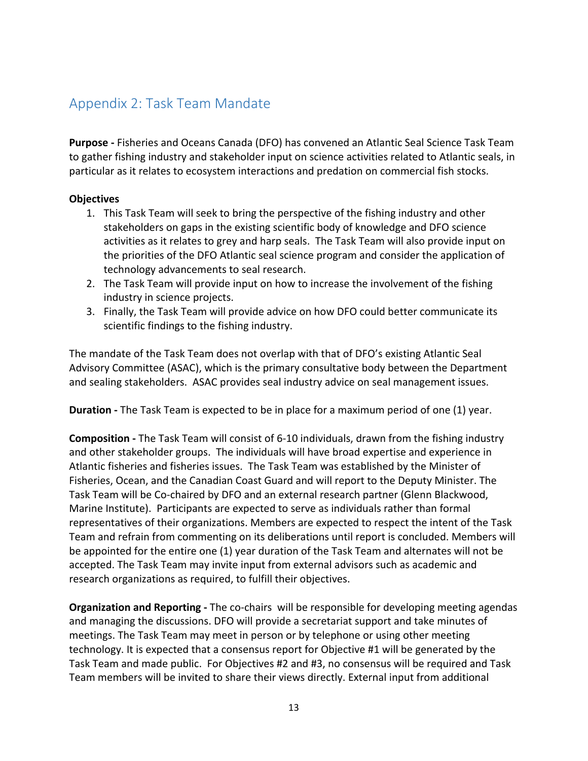## Appendix 2: Task Team Mandate

**Purpose -** Fisheries and Oceans Canada (DFO) has convened an Atlantic Seal Science Task Team to gather fishing industry and stakeholder input on science activities related to Atlantic seals, in particular as it relates to ecosystem interactions and predation on commercial fish stocks.

**Objectives**

1. This Task Team will seek to bring the perspective of the fishing industry and other stakeholders on gaps in the existing scientific body of knowledge and DFO science activities as it relates to grey and harp seals. The Task Team will also provide input on the priorities of the DFO Atlantic seal science program and consider the application of technology advancements to seal research.
2. The Task Team will provide input on how to increase the involvement of the fishing industry in science projects.
3. Finally, the Task Team will provide advice on how DFO could better communicate its scientific findings to the fishing industry.

The mandate of the Task Team does not overlap with that of DFO's existing Atlantic Seal Advisory Committee (ASAC), which is the primary consultative body between the Department and sealing stakeholders. ASAC provides seal industry advice on seal management issues.

**Duration -** The Task Team is expected to be in place for a maximum period of one (1) year.

**Composition -** The Task Team will consist of 6-10 individuals, drawn from the fishing industry and other stakeholder groups. The individuals will have broad expertise and experience in Atlantic fisheries and fisheries issues. The Task Team was established by the Minister of Fisheries, Ocean, and the Canadian Coast Guard and will report to the Deputy Minister. The Task Team will be Co-chaired by DFO and an external research partner (Glenn Blackwood, Marine Institute). Participants are expected to serve as individuals rather than formal representatives of their organizations. Members are expected to respect the intent of the Task Team and refrain from commenting on its deliberations until report is concluded. Members will be appointed for the entire one (1) year duration of the Task Team and alternates will not be accepted. The Task Team may invite input from external advisors such as academic and research organizations as required, to fulfill their objectives.

**Organization and Reporting -** The co-chairs will be responsible for developing meeting agendas and managing the discussions. DFO will provide a secretariat support and take minutes of meetings. The Task Team may meet in person or by telephone or using other meeting technology. It is expected that a consensus report for Objective #1 will be generated by the Task Team and made public. For Objectives #2 and #3, no consensus will be required and Task Team members will be invited to share their views directly. External input from additional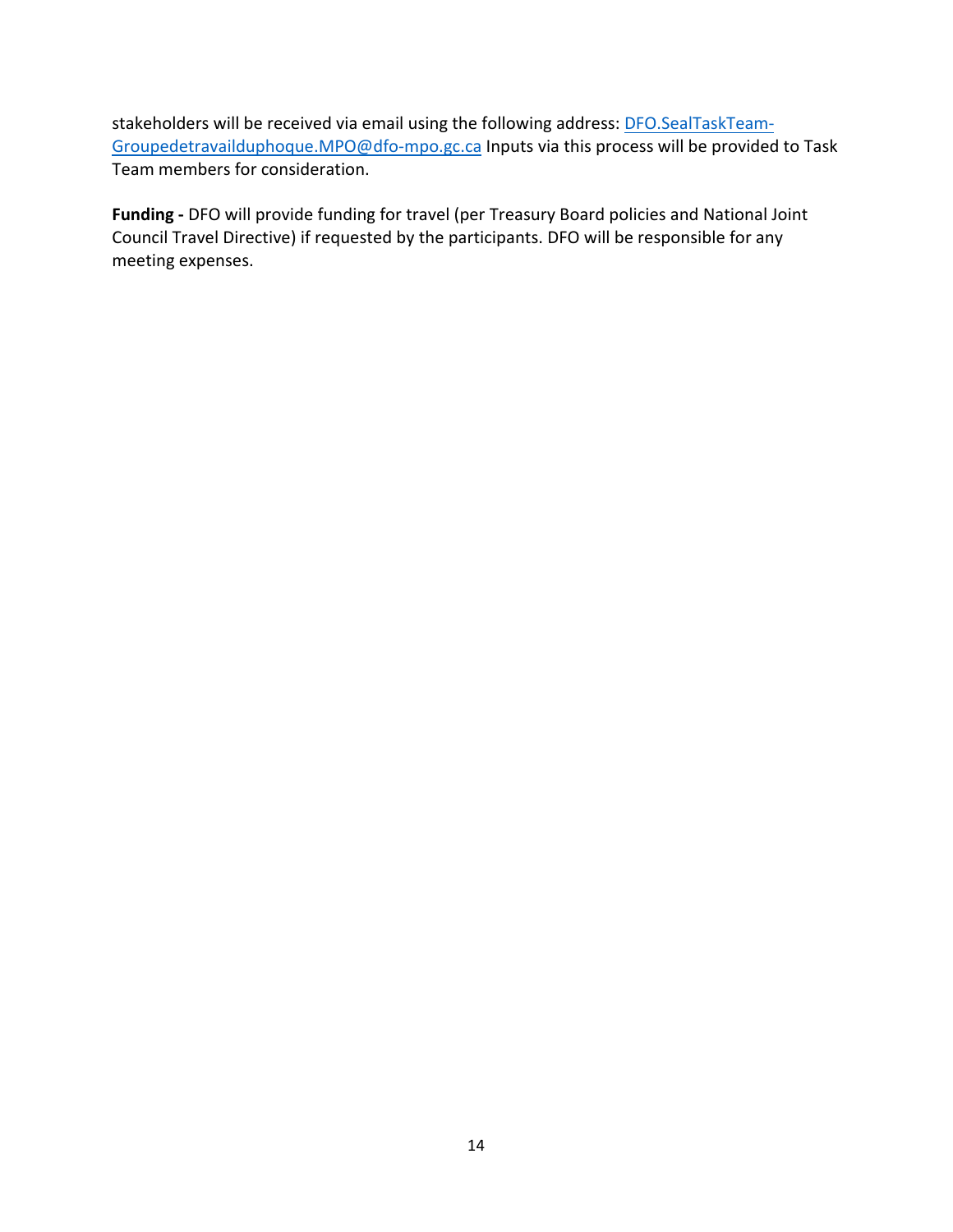stakeholders will be received via email using the following address: [DFO.SealTaskTeam-Groupedetravailduphoque.MPO@dfo-mpo.gc.ca](mailto:DFO.SealTaskTeam-Groupedetravailduphoque.MPO@dfo-mpo.gc.ca) Inputs via this process will be provided to Task Team members for consideration.

**Funding -** DFO will provide funding for travel (per Treasury Board policies and National Joint Council Travel Directive) if requested by the participants. DFO will be responsible for any meeting expenses.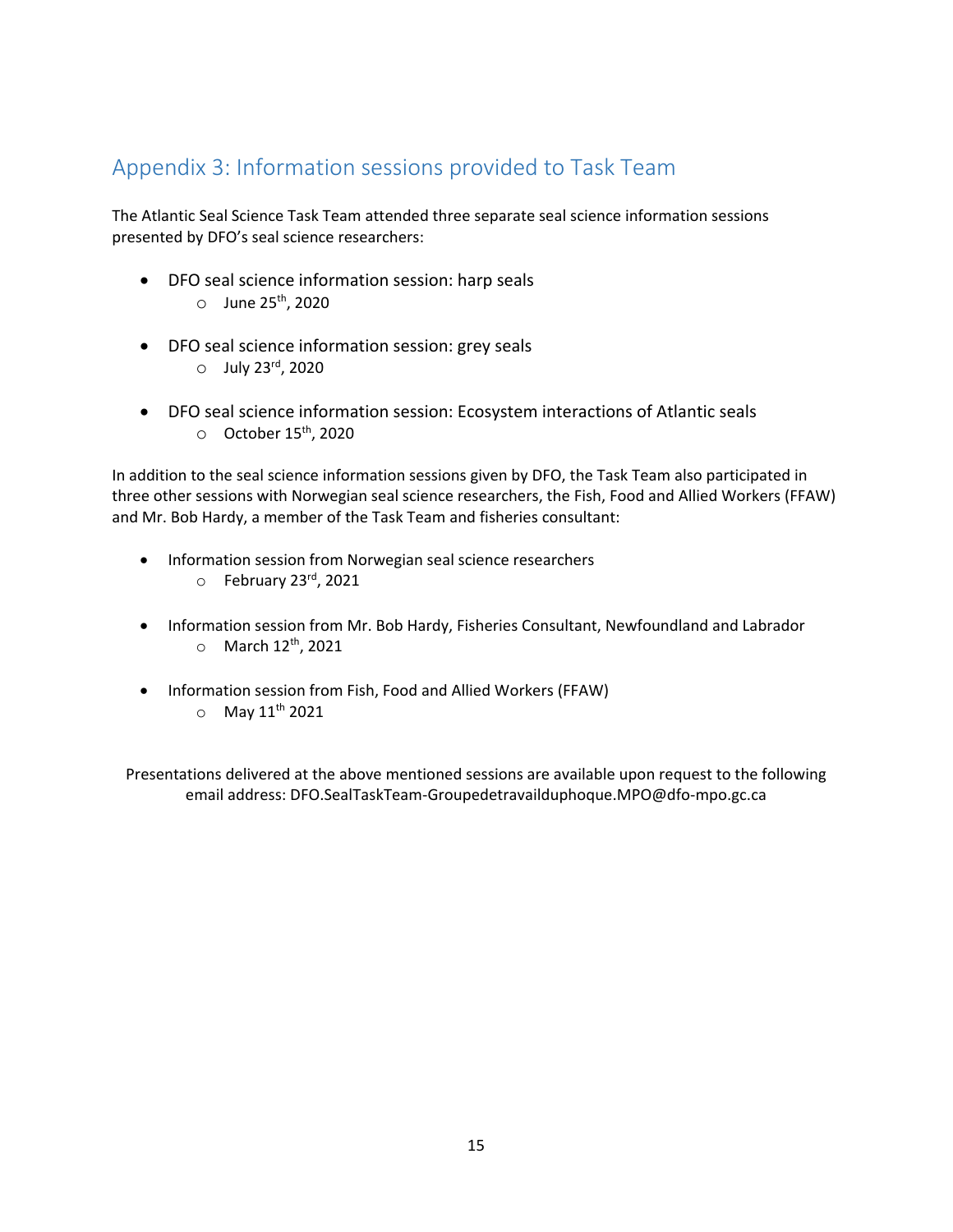## Appendix 3: Information sessions provided to Task Team

The Atlantic Seal Science Task Team attended three separate seal science information sessions presented by DFO's seal science researchers:

- DFO seal science information session: harp seals
  - June 25th, 2020
- DFO seal science information session: grey seals
  - July 23rd, 2020
- DFO seal science information session: Ecosystem interactions of Atlantic seals
  - October 15th, 2020

In addition to the seal science information sessions given by DFO, the Task Team also participated in three other sessions with Norwegian seal science researchers, the Fish, Food and Allied Workers (FFAW) and Mr. Bob Hardy, a member of the Task Team and fisheries consultant:

- Information session from Norwegian seal science researchers
  - February 23rd, 2021
- Information session from Mr. Bob Hardy, Fisheries Consultant, Newfoundland and Labrador
  - March 12th, 2021
- Information session from Fish, Food and Allied Workers (FFAW)
  - May 11th 2021

Presentations delivered at the above mentioned sessions are available upon request to the following email address: DFO.SealTaskTeam-Groupedetravailduphoque.MPO@dfo-mpo.gc.ca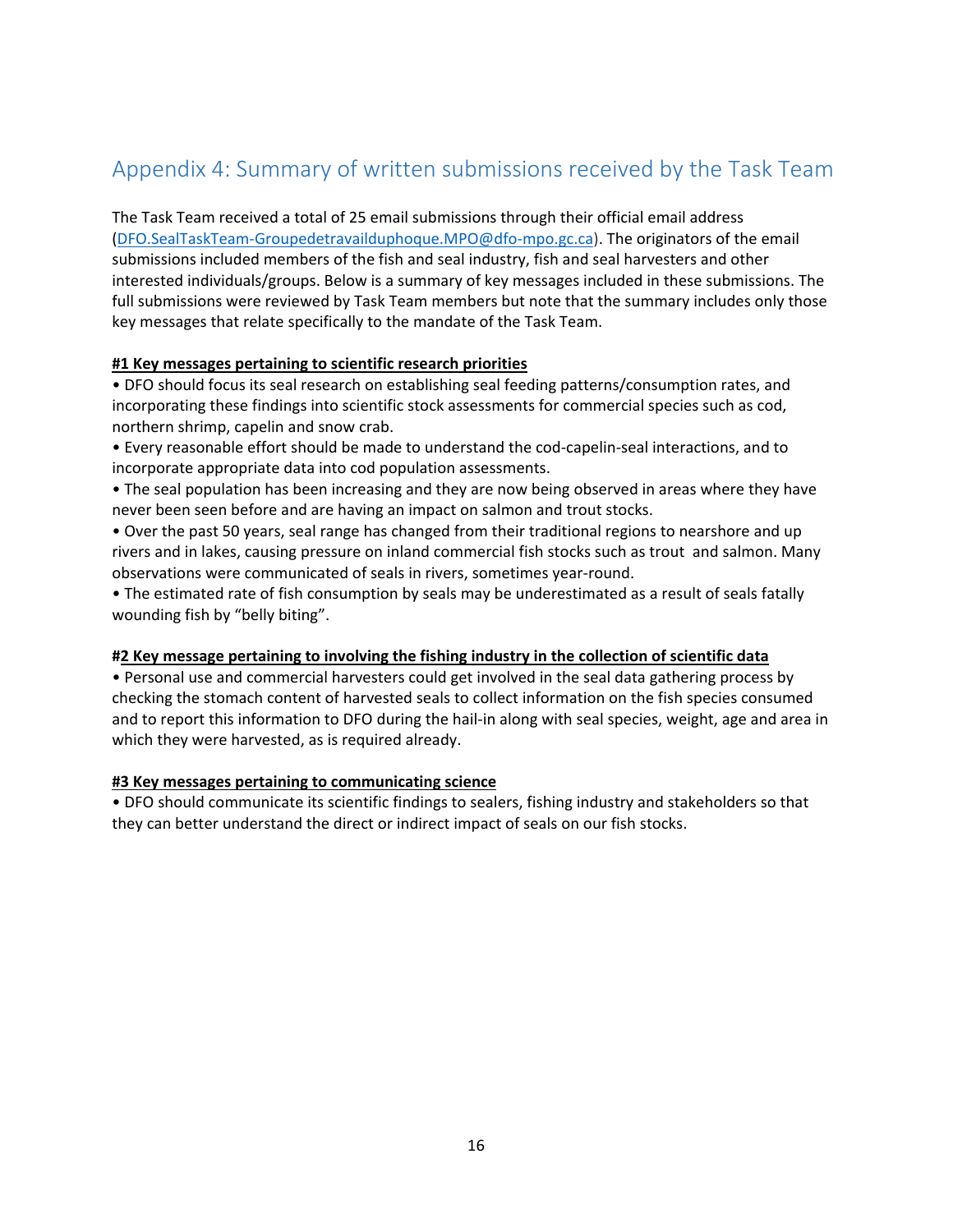## Appendix 4: Summary of written submissions received by the Task Team

The Task Team received a total of 25 email submissions through their official email address (DFO.SealTaskTeam-Groupedetravailduphoque.MPO@dfo-mpo.gc.ca). The originators of the email submissions included members of the fish and seal industry, fish and seal harvesters and other interested individuals/groups. Below is a summary of key messages included in these submissions. The full submissions were reviewed by Task Team members but note that the summary includes only those key messages that relate specifically to the mandate of the Task Team.

**#1 Key messages pertaining to scientific research priorities**

- DFO should focus its seal research on establishing seal feeding patterns/consumption rates, and incorporating these findings into scientific stock assessments for commercial species such as cod, northern shrimp, capelin and snow crab.
- Every reasonable effort should be made to understand the cod-capelin-seal interactions, and to incorporate appropriate data into cod population assessments.
- The seal population has been increasing and they are now being observed in areas where they have never been seen before and are having an impact on salmon and trout stocks.
- Over the past 50 years, seal range has changed from their traditional regions to nearshore and up rivers and in lakes, causing pressure on inland commercial fish stocks such as trout and salmon. Many observations were communicated of seals in rivers, sometimes year-round.
- The estimated rate of fish consumption by seals may be underestimated as a result of seals fatally wounding fish by "belly biting".

**#2 Key message pertaining to involving the fishing industry in the collection of scientific data**

- Personal use and commercial harvesters could get involved in the seal data gathering process by checking the stomach content of harvested seals to collect information on the fish species consumed and to report this information to DFO during the hail-in along with seal species, weight, age and area in which they were harvested, as is required already.

**#3 Key messages pertaining to communicating science**

- DFO should communicate its scientific findings to sealers, fishing industry and stakeholders so that they can better understand the direct or indirect impact of seals on our fish stocks.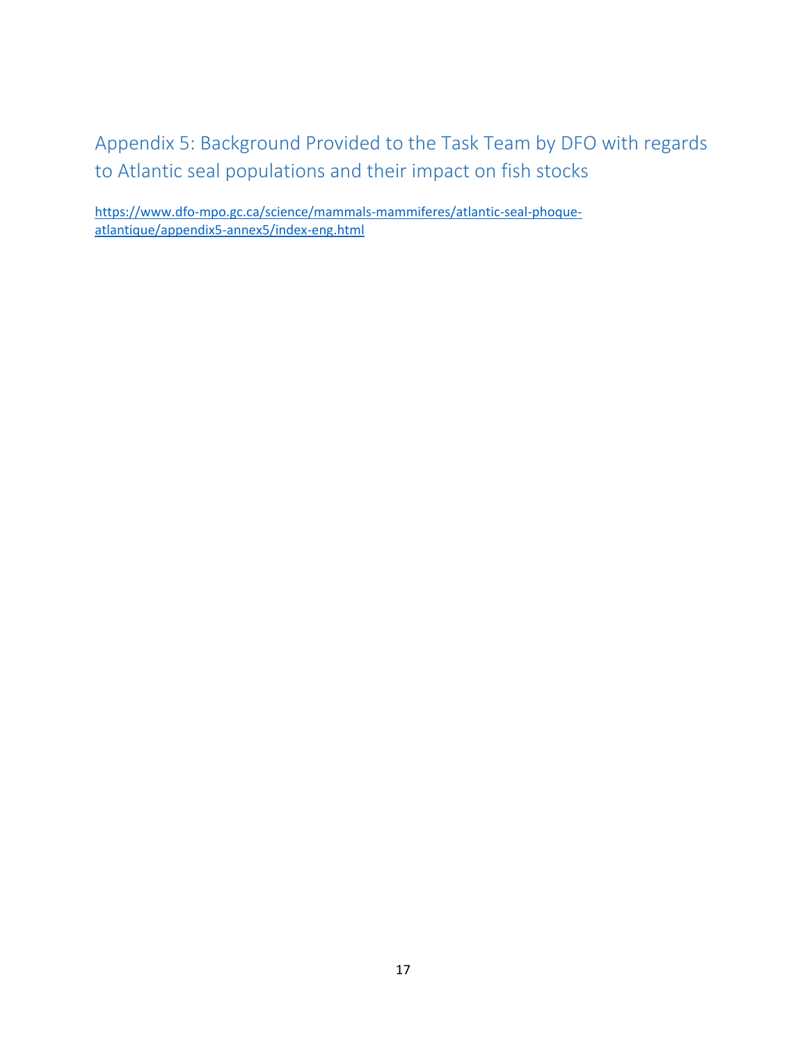## Appendix 5: Background Provided to the Task Team by DFO with regards to Atlantic seal populations and their impact on fish stocks

[https://www.dfo-mpo.gc.ca/science/mammals-mammiferes/atlantic-seal-phoque-atlantique/appendix5-annex5/index-eng.html](https://www.dfo-mpo.gc.ca/science/mammals-mammiferes/atlantic-seal-phoque-atlantique/appendix5-annex5/index-eng.html)